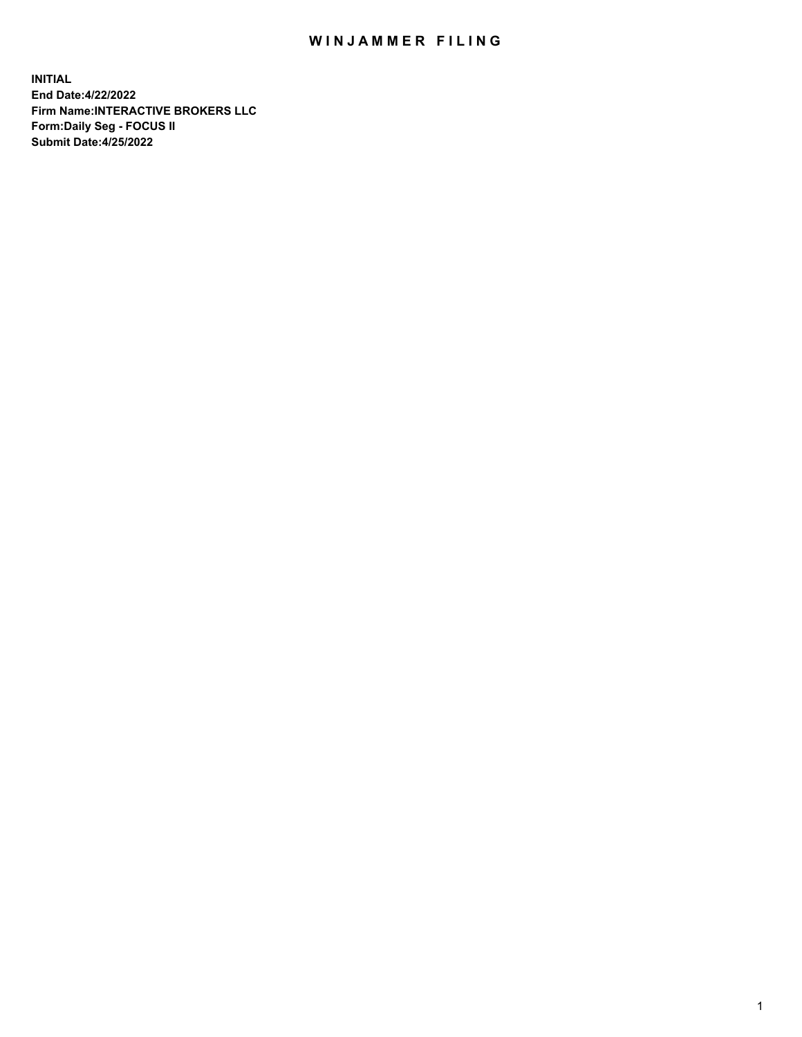# WINJAMMER FILING

**INITIAL**
**End Date:4/22/2022**
**Firm Name:INTERACTIVE BROKERS LLC**
**Form:Daily Seg - FOCUS II**
**Submit Date:4/25/2022**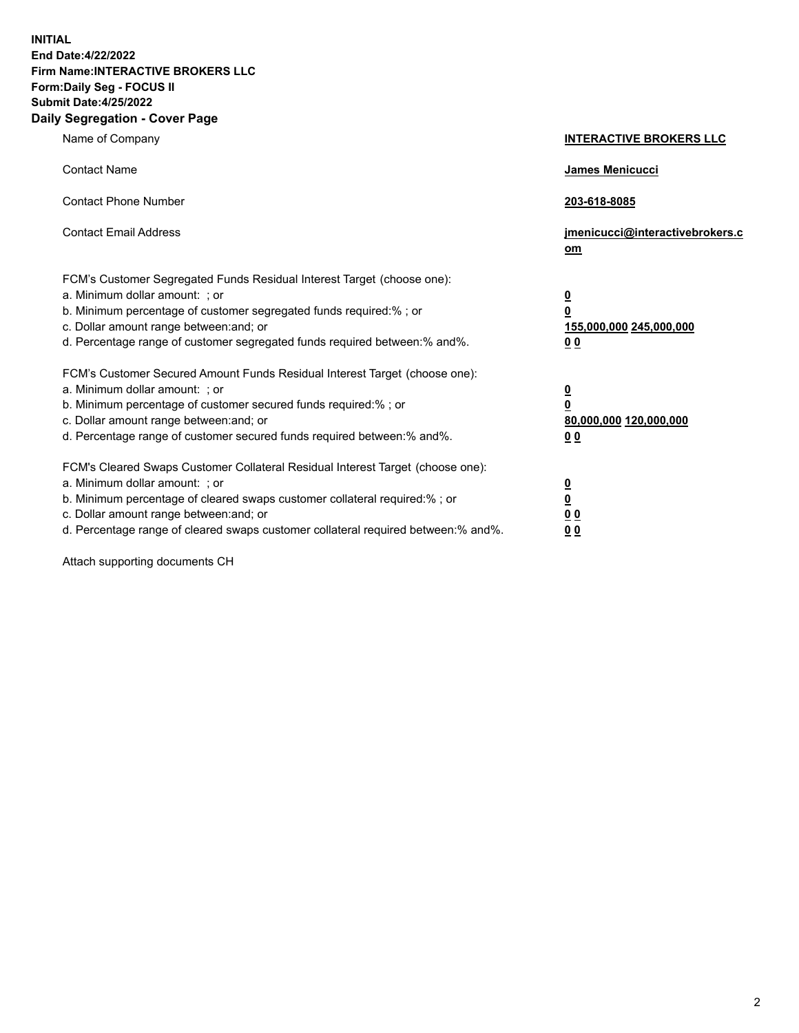**INITIAL**
**End Date:4/22/2022**
**Firm Name:INTERACTIVE BROKERS LLC**
**Form:Daily Seg - FOCUS II**
**Submit Date:4/25/2022**

## Daily Segregation - Cover Page

| | |
|---|---|
| Name of Company | **INTERACTIVE BROKERS LLC** |
| Contact Name | **James Menicucci** |
| Contact Phone Number | **203-618-8085** |
| Contact Email Address | **jmenicucci@interactivebrokers.com** |
| FCM's Customer Segregated Funds Residual Interest Target (choose one): | |
| a. Minimum dollar amount: ; or | **0** |
| b. Minimum percentage of customer segregated funds required:% ; or | **0** |
| c. Dollar amount range between:and; or | **155,000,000 245,000,000** |
| d. Percentage range of customer segregated funds required between:% and%. | **0 0** |
| FCM's Customer Secured Amount Funds Residual Interest Target (choose one): | |
| a. Minimum dollar amount: ; or | **0** |
| b. Minimum percentage of customer secured funds required:% ; or | **0** |
| c. Dollar amount range between:and; or | **80,000,000 120,000,000** |
| d. Percentage range of customer secured funds required between:% and%. | **0 0** |
| FCM's Cleared Swaps Customer Collateral Residual Interest Target (choose one): | |
| a. Minimum dollar amount: ; or | **0** |
| b. Minimum percentage of cleared swaps customer collateral required:% ; or | **0** |
| c. Dollar amount range between:and; or | **0 0** |
| d. Percentage range of cleared swaps customer collateral required between:% and%. | **0 0** |

Attach supporting documents CH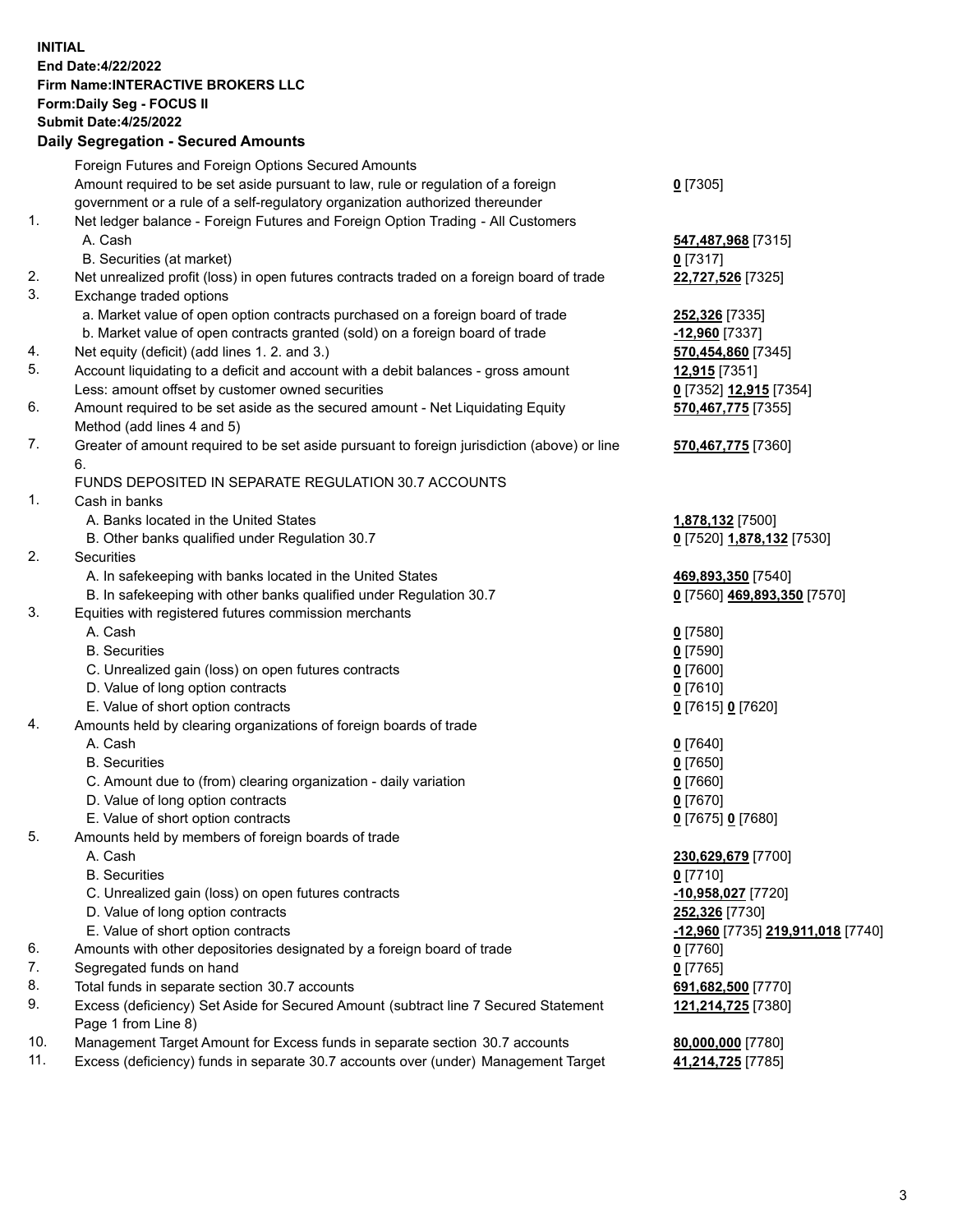**INITIAL**
**End Date:4/22/2022**
**Firm Name:INTERACTIVE BROKERS LLC**
**Form:Daily Seg - FOCUS II**
**Submit Date:4/25/2022**

## Daily Segregation - Secured Amounts

| | | |
|---|---|---|
| | Foreign Futures and Foreign Options Secured Amounts | |
| | Amount required to be set aside pursuant to law, rule or regulation of a foreign government or a rule of a self-regulatory organization authorized thereunder | **0** [7305] |
| 1. | Net ledger balance - Foreign Futures and Foreign Option Trading - All Customers | |
| | A. Cash | **547,487,968** [7315] |
| | B. Securities (at market) | **0** [7317] |
| 2. | Net unrealized profit (loss) in open futures contracts traded on a foreign board of trade | **22,727,526** [7325] |
| 3. | Exchange traded options | |
| | a. Market value of open option contracts purchased on a foreign board of trade | **252,326** [7335] |
| | b. Market value of open contracts granted (sold) on a foreign board of trade | **-12,960** [7337] |
| 4. | Net equity (deficit) (add lines 1. 2. and 3.) | **570,454,860** [7345] |
| 5. | Account liquidating to a deficit and account with a debit balances - gross amount | **12,915** [7351] |
| | Less: amount offset by customer owned securities | **0** [7352] **12,915** [7354] |
| 6. | Amount required to be set aside as the secured amount - Net Liquidating Equity Method (add lines 4 and 5) | **570,467,775** [7355] |
| 7. | Greater of amount required to be set aside pursuant to foreign jurisdiction (above) or line 6. | **570,467,775** [7360] |
| | FUNDS DEPOSITED IN SEPARATE REGULATION 30.7 ACCOUNTS | |
| 1. | Cash in banks | |
| | A. Banks located in the United States | **1,878,132** [7500] |
| | B. Other banks qualified under Regulation 30.7 | **0** [7520] **1,878,132** [7530] |
| 2. | Securities | |
| | A. In safekeeping with banks located in the United States | **469,893,350** [7540] |
| | B. In safekeeping with other banks qualified under Regulation 30.7 | **0** [7560] **469,893,350** [7570] |
| 3. | Equities with registered futures commission merchants | |
| | A. Cash | **0** [7580] |
| | B. Securities | **0** [7590] |
| | C. Unrealized gain (loss) on open futures contracts | **0** [7600] |
| | D. Value of long option contracts | **0** [7610] |
| | E. Value of short option contracts | **0** [7615] **0** [7620] |
| 4. | Amounts held by clearing organizations of foreign boards of trade | |
| | A. Cash | **0** [7640] |
| | B. Securities | **0** [7650] |
| | C. Amount due to (from) clearing organization - daily variation | **0** [7660] |
| | D. Value of long option contracts | **0** [7670] |
| | E. Value of short option contracts | **0** [7675] **0** [7680] |
| 5. | Amounts held by members of foreign boards of trade | |
| | A. Cash | **230,629,679** [7700] |
| | B. Securities | **0** [7710] |
| | C. Unrealized gain (loss) on open futures contracts | **-10,958,027** [7720] |
| | D. Value of long option contracts | **252,326** [7730] |
| | E. Value of short option contracts | **-12,960** [7735] **219,911,018** [7740] |
| 6. | Amounts with other depositories designated by a foreign board of trade | **0** [7760] |
| 7. | Segregated funds on hand | **0** [7765] |
| 8. | Total funds in separate section 30.7 accounts | **691,682,500** [7770] |
| 9. | Excess (deficiency) Set Aside for Secured Amount (subtract line 7 Secured Statement Page 1 from Line 8) | **121,214,725** [7380] |
| 10. | Management Target Amount for Excess funds in separate section 30.7 accounts | **80,000,000** [7780] |
| 11. | Excess (deficiency) funds in separate 30.7 accounts over (under) Management Target | **41,214,725** [7785] |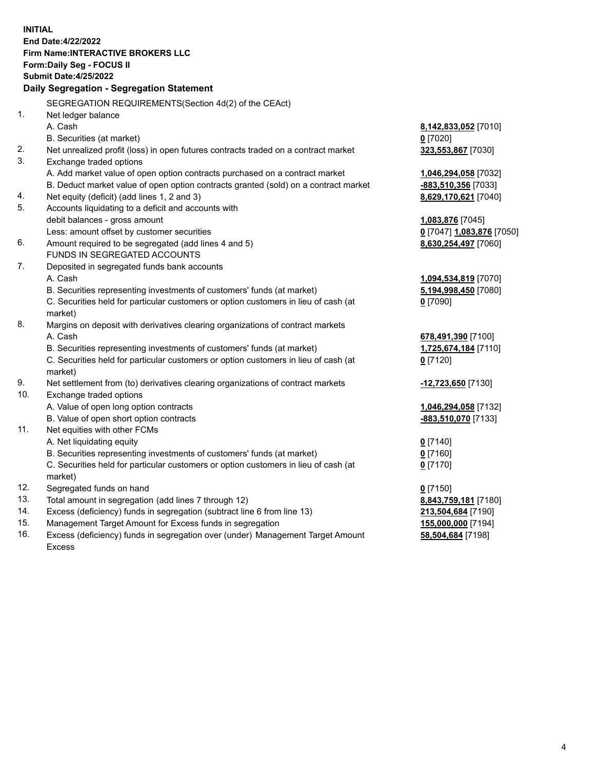**INITIAL**
**End Date:4/22/2022**
**Firm Name:INTERACTIVE BROKERS LLC**
**Form:Daily Seg - FOCUS II**
**Submit Date:4/25/2022**

## Daily Segregation - Segregation Statement

SEGREGATION REQUIREMENTS(Section 4d(2) of the CEAct)

| | | |
|---|---|---|
| 1. | Net ledger balance | |
| | A. Cash | **8,142,833,052** [7010] |
| | B. Securities (at market) | **0** [7020] |
| 2. | Net unrealized profit (loss) in open futures contracts traded on a contract market | **323,553,867** [7030] |
| 3. | Exchange traded options | |
| | A. Add market value of open option contracts purchased on a contract market | **1,046,294,058** [7032] |
| | B. Deduct market value of open option contracts granted (sold) on a contract market | **-883,510,356** [7033] |
| 4. | Net equity (deficit) (add lines 1, 2 and 3) | **8,629,170,621** [7040] |
| 5. | Accounts liquidating to a deficit and accounts with debit balances - gross amount | **1,083,876** [7045] |
| | Less: amount offset by customer securities | **0** [7047] **1,083,876** [7050] |
| 6. | Amount required to be segregated (add lines 4 and 5) | **8,630,254,497** [7060] |
| | FUNDS IN SEGREGATED ACCOUNTS | |
| 7. | Deposited in segregated funds bank accounts | |
| | A. Cash | **1,094,534,819** [7070] |
| | B. Securities representing investments of customers' funds (at market) | **5,194,998,450** [7080] |
| | C. Securities held for particular customers or option customers in lieu of cash (at market) | **0** [7090] |
| 8. | Margins on deposit with derivatives clearing organizations of contract markets | |
| | A. Cash | **678,491,390** [7100] |
| | B. Securities representing investments of customers' funds (at market) | **1,725,674,184** [7110] |
| | C. Securities held for particular customers or option customers in lieu of cash (at market) | **0** [7120] |
| 9. | Net settlement from (to) derivatives clearing organizations of contract markets | **-12,723,650** [7130] |
| 10. | Exchange traded options | |
| | A. Value of open long option contracts | **1,046,294,058** [7132] |
| | B. Value of open short option contracts | **-883,510,070** [7133] |
| 11. | Net equities with other FCMs | |
| | A. Net liquidating equity | **0** [7140] |
| | B. Securities representing investments of customers' funds (at market) | **0** [7160] |
| | C. Securities held for particular customers or option customers in lieu of cash (at market) | **0** [7170] |
| 12. | Segregated funds on hand | **0** [7150] |
| 13. | Total amount in segregation (add lines 7 through 12) | **8,843,759,181** [7180] |
| 14. | Excess (deficiency) funds in segregation (subtract line 6 from line 13) | **213,504,684** [7190] |
| 15. | Management Target Amount for Excess funds in segregation | **155,000,000** [7194] |
| 16. | Excess (deficiency) funds in segregation over (under) Management Target Amount Excess | **58,504,684** [7198] |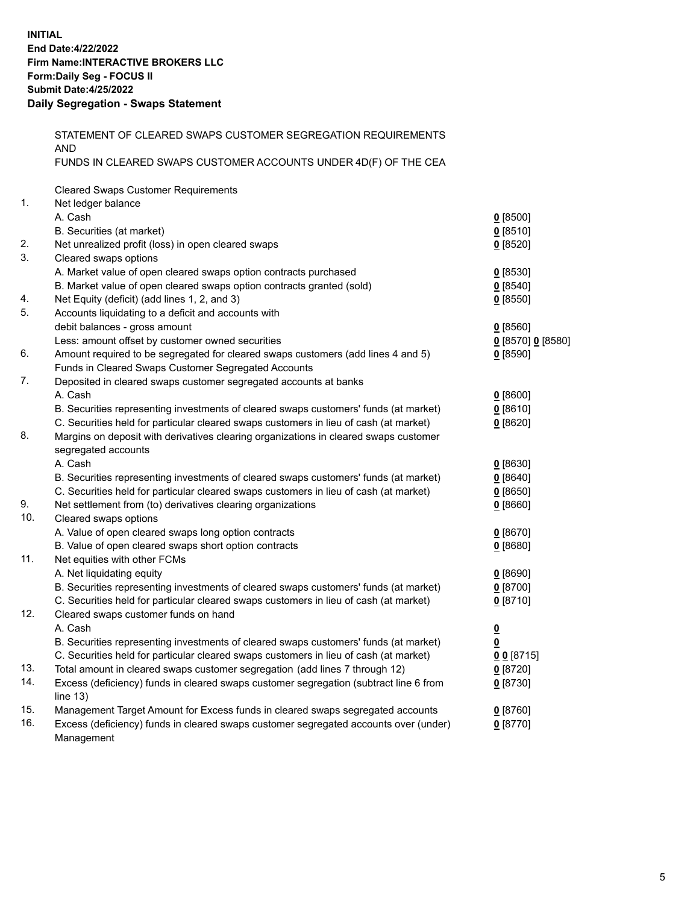**INITIAL**
**End Date:4/22/2022**
**Firm Name:INTERACTIVE BROKERS LLC**
**Form:Daily Seg - FOCUS II**
**Submit Date:4/25/2022**
**Daily Segregation - Swaps Statement**

STATEMENT OF CLEARED SWAPS CUSTOMER SEGREGATION REQUIREMENTS AND FUNDS IN CLEARED SWAPS CUSTOMER ACCOUNTS UNDER 4D(F) OF THE CEA

| | | |
|---|---|---|
| | Cleared Swaps Customer Requirements | |
| 1. | Net ledger balance | |
| | A. Cash | 0 [8500] |
| | B. Securities (at market) | 0 [8510] |
| 2. | Net unrealized profit (loss) in open cleared swaps | 0 [8520] |
| 3. | Cleared swaps options | |
| | A. Market value of open cleared swaps option contracts purchased | 0 [8530] |
| | B. Market value of open cleared swaps option contracts granted (sold) | 0 [8540] |
| 4. | Net Equity (deficit) (add lines 1, 2, and 3) | 0 [8550] |
| 5. | Accounts liquidating to a deficit and accounts with debit balances - gross amount | 0 [8560] |
| | Less: amount offset by customer owned securities | 0 [8570] 0 [8580] |
| 6. | Amount required to be segregated for cleared swaps customers (add lines 4 and 5) | 0 [8590] |
| | Funds in Cleared Swaps Customer Segregated Accounts | |
| 7. | Deposited in cleared swaps customer segregated accounts at banks | |
| | A. Cash | 0 [8600] |
| | B. Securities representing investments of cleared swaps customers' funds (at market) | 0 [8610] |
| | C. Securities held for particular cleared swaps customers in lieu of cash (at market) | 0 [8620] |
| 8. | Margins on deposit with derivatives clearing organizations in cleared swaps customer segregated accounts | |
| | A. Cash | 0 [8630] |
| | B. Securities representing investments of cleared swaps customers' funds (at market) | 0 [8640] |
| | C. Securities held for particular cleared swaps customers in lieu of cash (at market) | 0 [8650] |
| 9. | Net settlement from (to) derivatives clearing organizations | 0 [8660] |
| 10. | Cleared swaps options | |
| | A. Value of open cleared swaps long option contracts | 0 [8670] |
| | B. Value of open cleared swaps short option contracts | 0 [8680] |
| 11. | Net equities with other FCMs | |
| | A. Net liquidating equity | 0 [8690] |
| | B. Securities representing investments of cleared swaps customers' funds (at market) | 0 [8700] |
| | C. Securities held for particular cleared swaps customers in lieu of cash (at market) | 0 [8710] |
| 12. | Cleared swaps customer funds on hand | |
| | A. Cash | 0 |
| | B. Securities representing investments of cleared swaps customers' funds (at market) | 0 |
| | C. Securities held for particular cleared swaps customers in lieu of cash (at market) | 0 0 [8715] |
| 13. | Total amount in cleared swaps customer segregation (add lines 7 through 12) | 0 [8720] |
| 14. | Excess (deficiency) funds in cleared swaps customer segregation (subtract line 6 from line 13) | 0 [8730] |
| 15. | Management Target Amount for Excess funds in cleared swaps segregated accounts | 0 [8760] |
| 16. | Excess (deficiency) funds in cleared swaps customer segregated accounts over (under) Management | 0 [8770] |